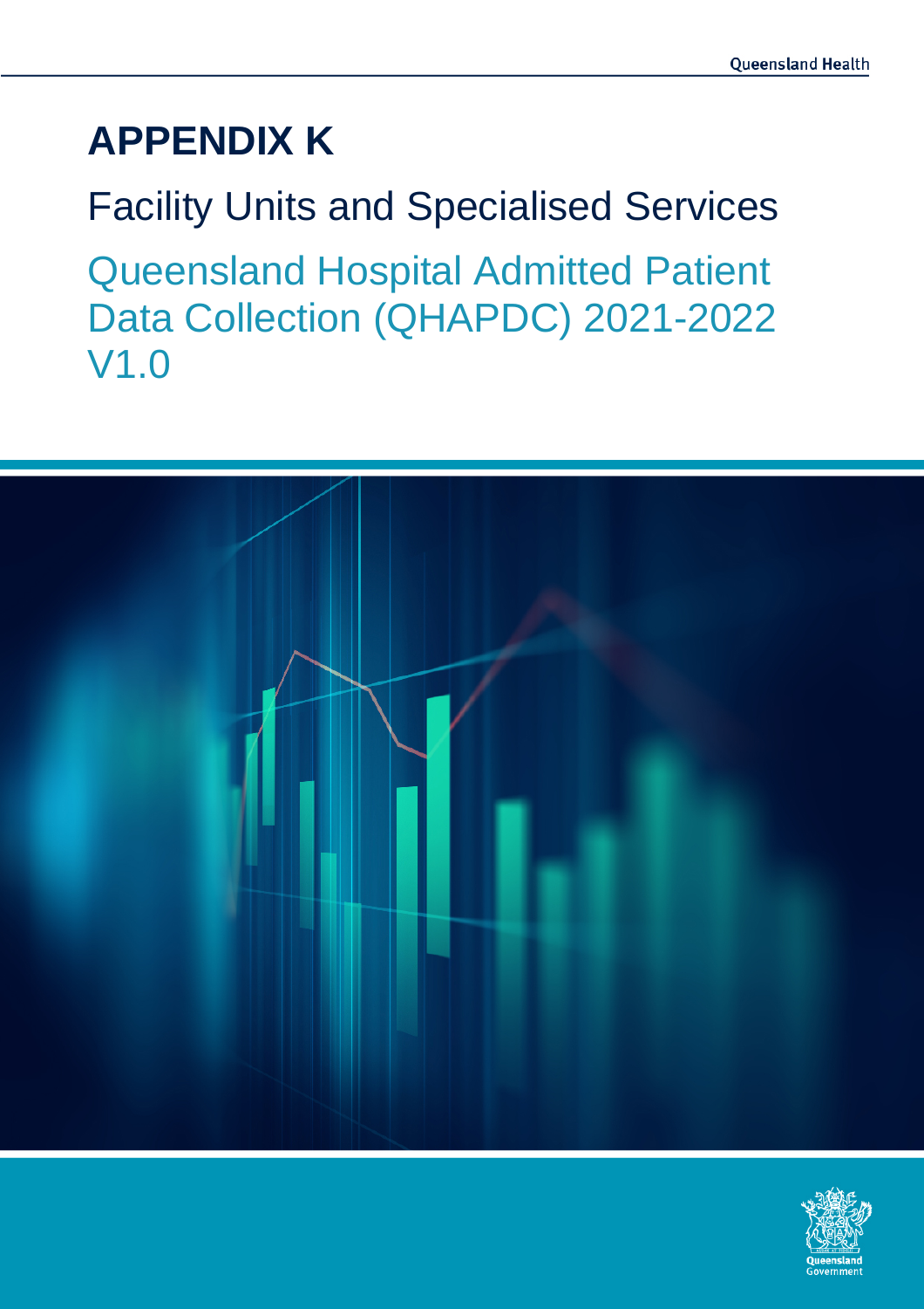# APPENDIX K

## Facility Units and Specialised Services

Queensland Hospital Admitted Patient Data Collection (QHAPDC) 2021-2022 V1.0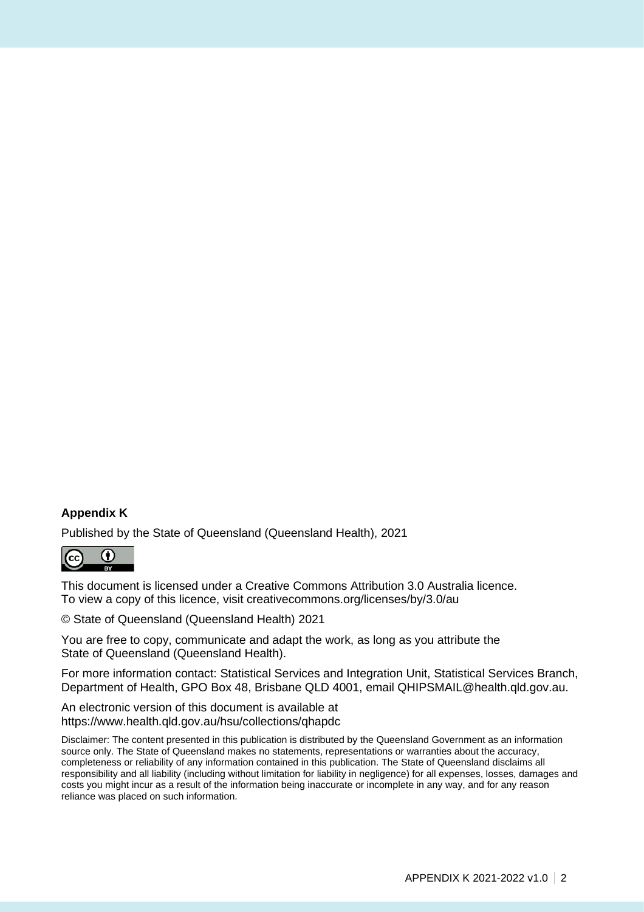**Appendix K**

Published by the State of Queensland (Queensland Health), 2021

This document is licensed under a Creative Commons Attribution 3.0 Australia licence.
To view a copy of this licence, visit creativecommons.org/licenses/by/3.0/au

© State of Queensland (Queensland Health) 2021

You are free to copy, communicate and adapt the work, as long as you attribute the State of Queensland (Queensland Health).

For more information contact: Statistical Services and Integration Unit, Statistical Services Branch, Department of Health, GPO Box 48, Brisbane QLD 4001, email QHIPSMAIL@health.qld.gov.au.

An electronic version of this document is available at
https://www.health.qld.gov.au/hsu/collections/qhapdc

Disclaimer: The content presented in this publication is distributed by the Queensland Government as an information source only. The State of Queensland makes no statements, representations or warranties about the accuracy, completeness or reliability of any information contained in this publication. The State of Queensland disclaims all responsibility and all liability (including without limitation for liability in negligence) for all expenses, losses, damages and costs you might incur as a result of the information being inaccurate or incomplete in any way, and for any reason reliance was placed on such information.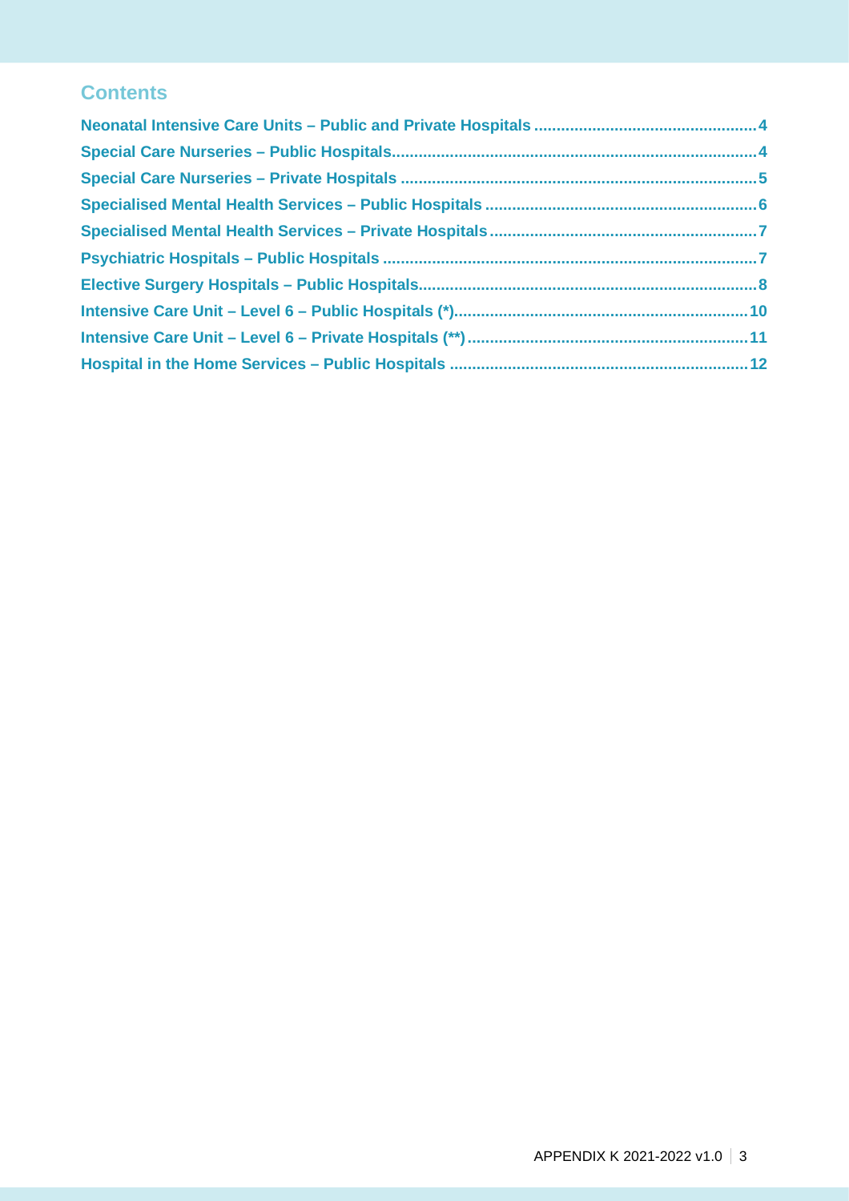## Contents

- Neonatal Intensive Care Units – Public and Private Hospitals .......... 4
- Special Care Nurseries – Public Hospitals .......... 4
- Special Care Nurseries – Private Hospitals .......... 5
- Specialised Mental Health Services – Public Hospitals .......... 6
- Specialised Mental Health Services – Private Hospitals .......... 7
- Psychiatric Hospitals – Public Hospitals .......... 7
- Elective Surgery Hospitals – Public Hospitals .......... 8
- Intensive Care Unit – Level 6 – Public Hospitals (*) .......... 10
- Intensive Care Unit – Level 6 – Private Hospitals (**) .......... 11
- Hospital in the Home Services – Public Hospitals .......... 12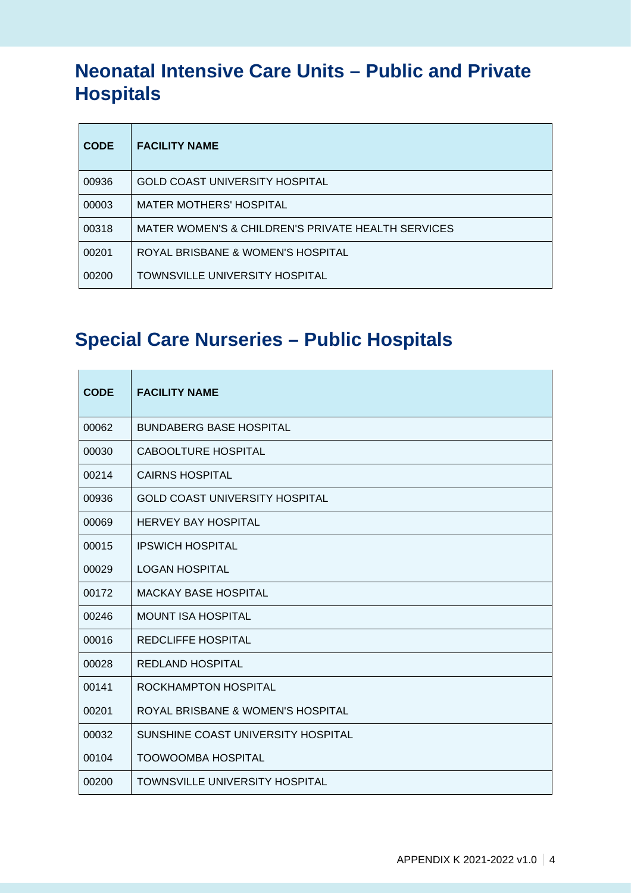## Neonatal Intensive Care Units – Public and Private Hospitals

| CODE | FACILITY NAME |
| --- | --- |
| 00936 | GOLD COAST UNIVERSITY HOSPITAL |
| 00003 | MATER MOTHERS' HOSPITAL |
| 00318 | MATER WOMEN'S & CHILDREN'S PRIVATE HEALTH SERVICES |
| 00201 | ROYAL BRISBANE & WOMEN'S HOSPITAL |
| 00200 | TOWNSVILLE UNIVERSITY HOSPITAL |

## Special Care Nurseries – Public Hospitals

| CODE | FACILITY NAME |
| --- | --- |
| 00062 | BUNDABERG BASE HOSPITAL |
| 00030 | CABOOLTURE HOSPITAL |
| 00214 | CAIRNS HOSPITAL |
| 00936 | GOLD COAST UNIVERSITY HOSPITAL |
| 00069 | HERVEY BAY HOSPITAL |
| 00015 | IPSWICH HOSPITAL |
| 00029 | LOGAN HOSPITAL |
| 00172 | MACKAY BASE HOSPITAL |
| 00246 | MOUNT ISA HOSPITAL |
| 00016 | REDCLIFFE HOSPITAL |
| 00028 | REDLAND HOSPITAL |
| 00141 | ROCKHAMPTON HOSPITAL |
| 00201 | ROYAL BRISBANE & WOMEN'S HOSPITAL |
| 00032 | SUNSHINE COAST UNIVERSITY HOSPITAL |
| 00104 | TOOWOOMBA HOSPITAL |
| 00200 | TOWNSVILLE UNIVERSITY HOSPITAL |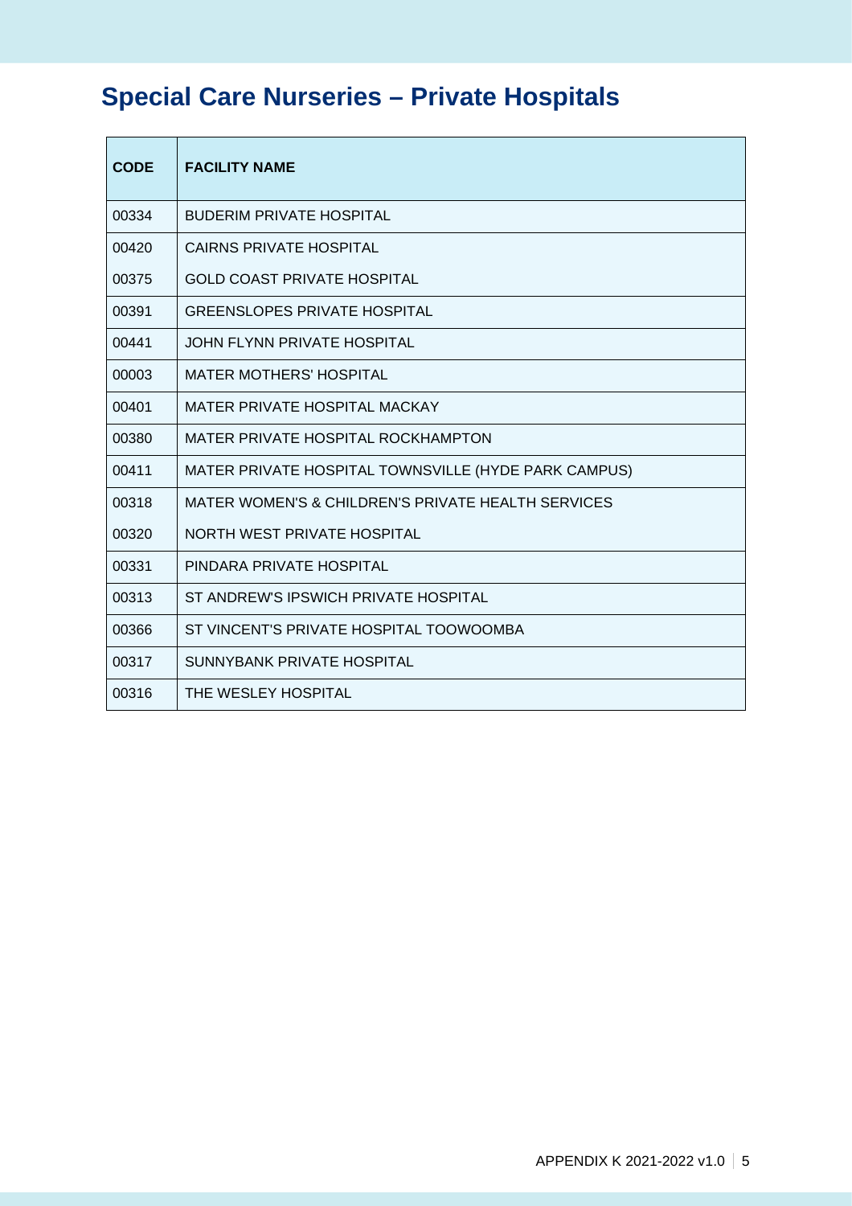# Special Care Nurseries – Private Hospitals

| CODE | FACILITY NAME |
|---|---|
| 00334 | BUDERIM PRIVATE HOSPITAL |
| 00420 | CAIRNS PRIVATE HOSPITAL |
| 00375 | GOLD COAST PRIVATE HOSPITAL |
| 00391 | GREENSLOPES PRIVATE HOSPITAL |
| 00441 | JOHN FLYNN PRIVATE HOSPITAL |
| 00003 | MATER MOTHERS' HOSPITAL |
| 00401 | MATER PRIVATE HOSPITAL MACKAY |
| 00380 | MATER PRIVATE HOSPITAL ROCKHAMPTON |
| 00411 | MATER PRIVATE HOSPITAL TOWNSVILLE (HYDE PARK CAMPUS) |
| 00318 | MATER WOMEN'S & CHILDREN'S PRIVATE HEALTH SERVICES |
| 00320 | NORTH WEST PRIVATE HOSPITAL |
| 00331 | PINDARA PRIVATE HOSPITAL |
| 00313 | ST ANDREW'S IPSWICH PRIVATE HOSPITAL |
| 00366 | ST VINCENT'S PRIVATE HOSPITAL TOOWOOMBA |
| 00317 | SUNNYBANK PRIVATE HOSPITAL |
| 00316 | THE WESLEY HOSPITAL |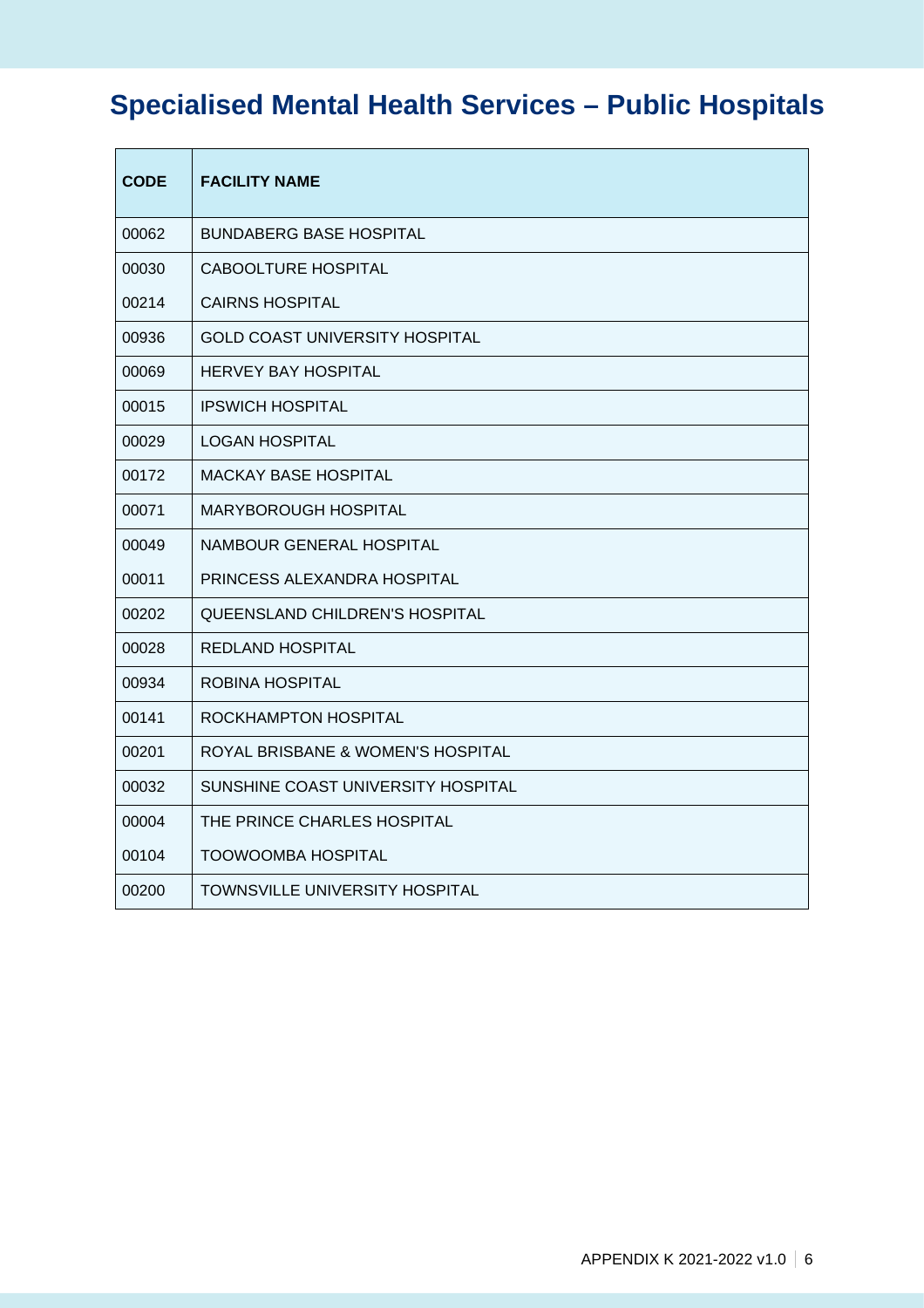# Specialised Mental Health Services – Public Hospitals

| CODE | FACILITY NAME |
|---|---|
| 00062 | BUNDABERG BASE HOSPITAL |
| 00030 | CABOOLTURE HOSPITAL |
| 00214 | CAIRNS HOSPITAL |
| 00936 | GOLD COAST UNIVERSITY HOSPITAL |
| 00069 | HERVEY BAY HOSPITAL |
| 00015 | IPSWICH HOSPITAL |
| 00029 | LOGAN HOSPITAL |
| 00172 | MACKAY BASE HOSPITAL |
| 00071 | MARYBOROUGH HOSPITAL |
| 00049 | NAMBOUR GENERAL HOSPITAL |
| 00011 | PRINCESS ALEXANDRA HOSPITAL |
| 00202 | QUEENSLAND CHILDREN'S HOSPITAL |
| 00028 | REDLAND HOSPITAL |
| 00934 | ROBINA HOSPITAL |
| 00141 | ROCKHAMPTON HOSPITAL |
| 00201 | ROYAL BRISBANE & WOMEN'S HOSPITAL |
| 00032 | SUNSHINE COAST UNIVERSITY HOSPITAL |
| 00004 | THE PRINCE CHARLES HOSPITAL |
| 00104 | TOOWOOMBA HOSPITAL |
| 00200 | TOWNSVILLE UNIVERSITY HOSPITAL |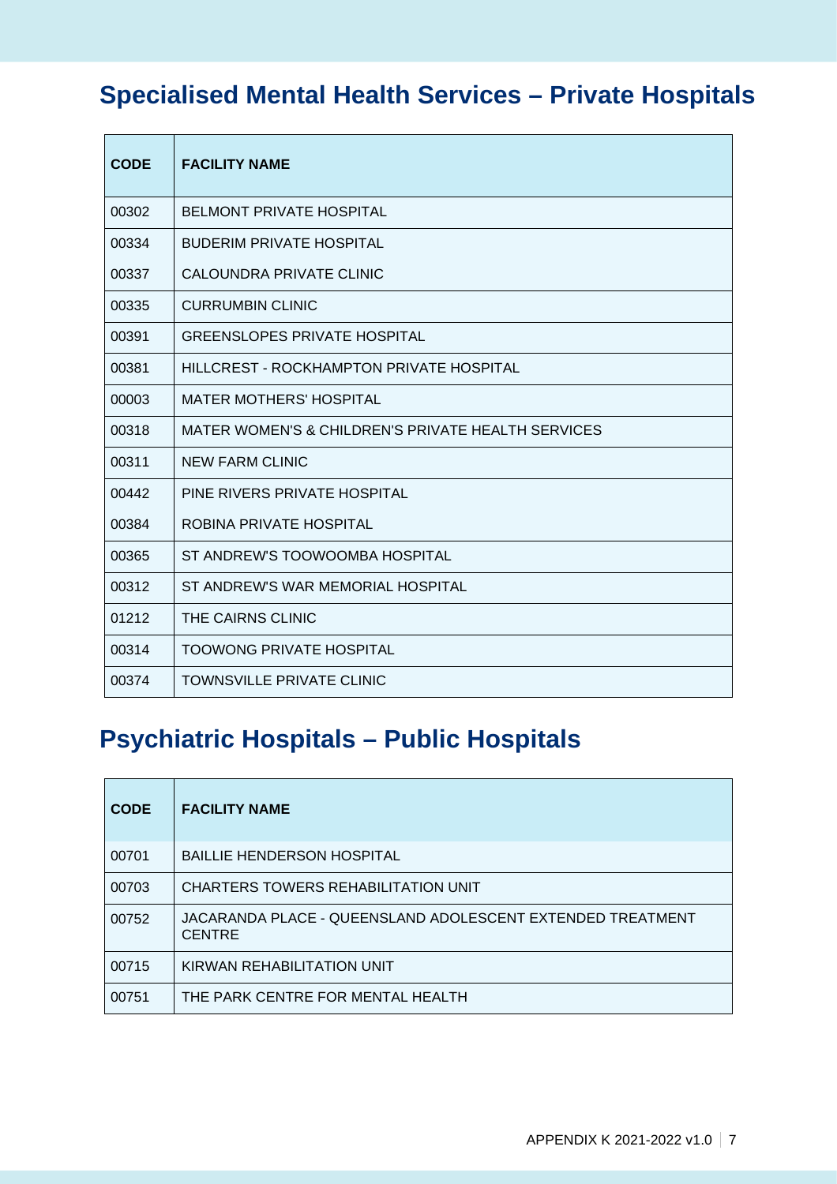## Specialised Mental Health Services – Private Hospitals

| CODE | FACILITY NAME |
|---|---|
| 00302 | BELMONT PRIVATE HOSPITAL |
| 00334 | BUDERIM PRIVATE HOSPITAL |
| 00337 | CALOUNDRA PRIVATE CLINIC |
| 00335 | CURRUMBIN CLINIC |
| 00391 | GREENSLOPES PRIVATE HOSPITAL |
| 00381 | HILLCREST - ROCKHAMPTON PRIVATE HOSPITAL |
| 00003 | MATER MOTHERS' HOSPITAL |
| 00318 | MATER WOMEN'S & CHILDREN'S PRIVATE HEALTH SERVICES |
| 00311 | NEW FARM CLINIC |
| 00442 | PINE RIVERS PRIVATE HOSPITAL |
| 00384 | ROBINA PRIVATE HOSPITAL |
| 00365 | ST ANDREW'S TOOWOOMBA HOSPITAL |
| 00312 | ST ANDREW'S WAR MEMORIAL HOSPITAL |
| 01212 | THE CAIRNS CLINIC |
| 00314 | TOOWONG PRIVATE HOSPITAL |
| 00374 | TOWNSVILLE PRIVATE CLINIC |

## Psychiatric Hospitals – Public Hospitals

| CODE | FACILITY NAME |
|---|---|
| 00701 | BAILLIE HENDERSON HOSPITAL |
| 00703 | CHARTERS TOWERS REHABILITATION UNIT |
| 00752 | JACARANDA PLACE - QUEENSLAND ADOLESCENT EXTENDED TREATMENT CENTRE |
| 00715 | KIRWAN REHABILITATION UNIT |
| 00751 | THE PARK CENTRE FOR MENTAL HEALTH |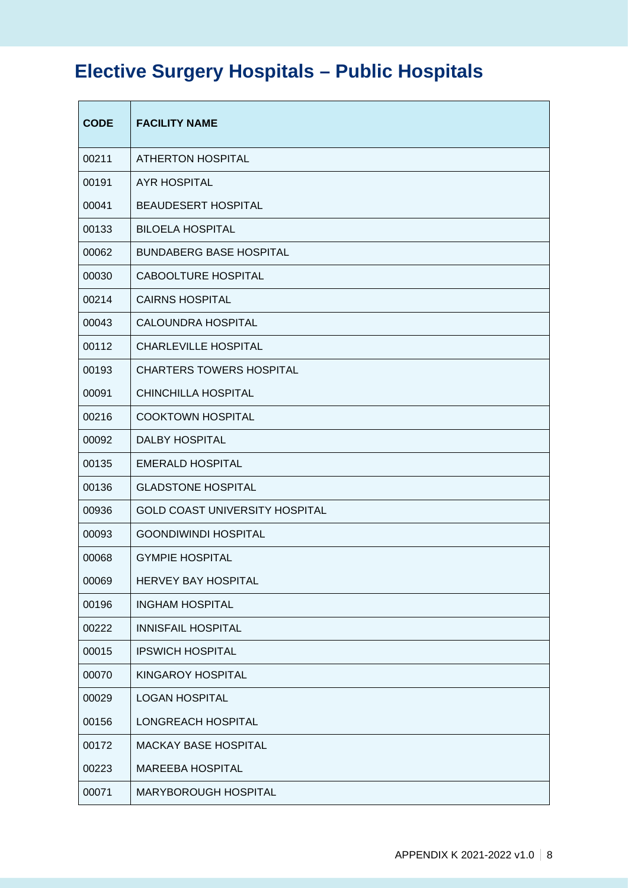# Elective Surgery Hospitals – Public Hospitals

| CODE | FACILITY NAME |
|---|---|
| 00211 | ATHERTON HOSPITAL |
| 00191 | AYR HOSPITAL |
| 00041 | BEAUDESERT HOSPITAL |
| 00133 | BILOELA HOSPITAL |
| 00062 | BUNDABERG BASE HOSPITAL |
| 00030 | CABOOLTURE HOSPITAL |
| 00214 | CAIRNS HOSPITAL |
| 00043 | CALOUNDRA HOSPITAL |
| 00112 | CHARLEVILLE HOSPITAL |
| 00193 | CHARTERS TOWERS HOSPITAL |
| 00091 | CHINCHILLA HOSPITAL |
| 00216 | COOKTOWN HOSPITAL |
| 00092 | DALBY HOSPITAL |
| 00135 | EMERALD HOSPITAL |
| 00136 | GLADSTONE HOSPITAL |
| 00936 | GOLD COAST UNIVERSITY HOSPITAL |
| 00093 | GOONDIWINDI HOSPITAL |
| 00068 | GYMPIE HOSPITAL |
| 00069 | HERVEY BAY HOSPITAL |
| 00196 | INGHAM HOSPITAL |
| 00222 | INNISFAIL HOSPITAL |
| 00015 | IPSWICH HOSPITAL |
| 00070 | KINGAROY HOSPITAL |
| 00029 | LOGAN HOSPITAL |
| 00156 | LONGREACH HOSPITAL |
| 00172 | MACKAY BASE HOSPITAL |
| 00223 | MAREEBA HOSPITAL |
| 00071 | MARYBOROUGH HOSPITAL |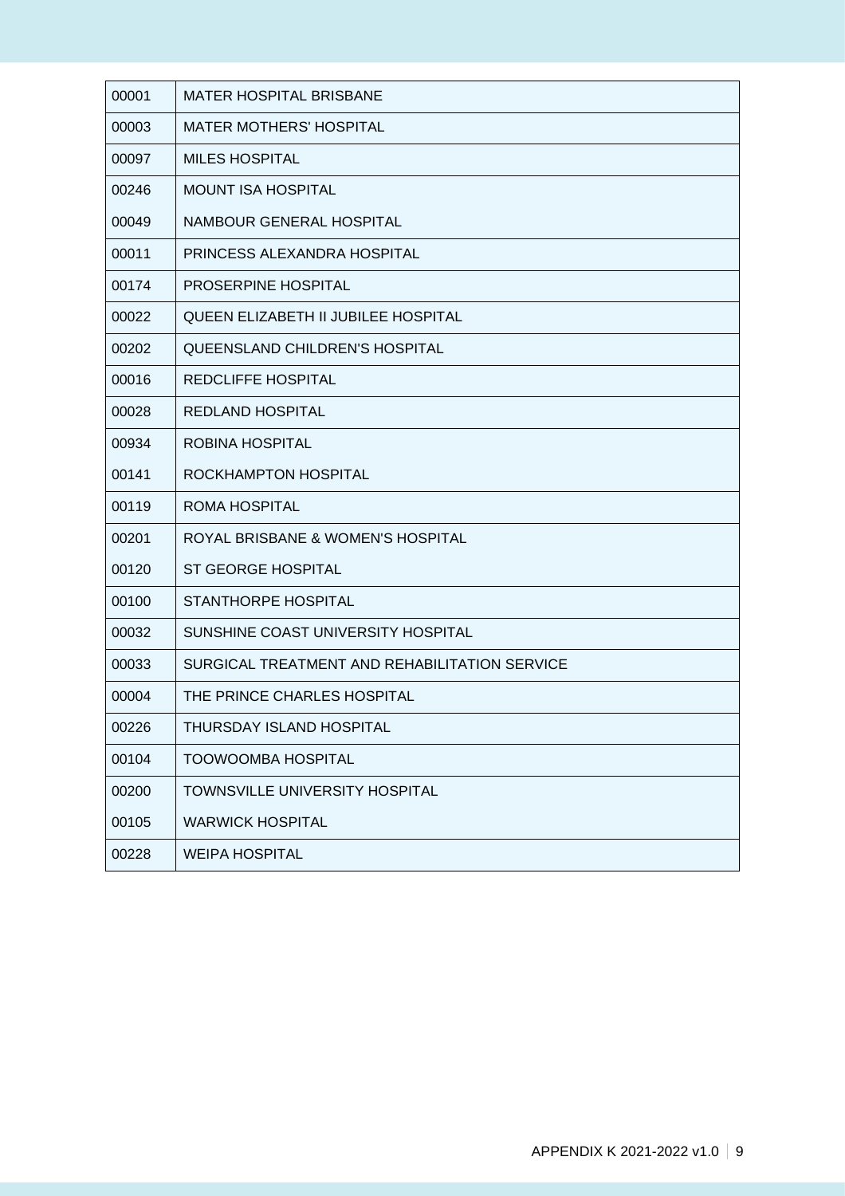| 00001 | MATER HOSPITAL BRISBANE |
| --- | --- |
| 00003 | MATER MOTHERS' HOSPITAL |
| 00097 | MILES HOSPITAL |
| 00246 | MOUNT ISA HOSPITAL |
| 00049 | NAMBOUR GENERAL HOSPITAL |
| 00011 | PRINCESS ALEXANDRA HOSPITAL |
| 00174 | PROSERPINE HOSPITAL |
| 00022 | QUEEN ELIZABETH II JUBILEE HOSPITAL |
| 00202 | QUEENSLAND CHILDREN'S HOSPITAL |
| 00016 | REDCLIFFE HOSPITAL |
| 00028 | REDLAND HOSPITAL |
| 00934 | ROBINA HOSPITAL |
| 00141 | ROCKHAMPTON HOSPITAL |
| 00119 | ROMA HOSPITAL |
| 00201 | ROYAL BRISBANE & WOMEN'S HOSPITAL |
| 00120 | ST GEORGE HOSPITAL |
| 00100 | STANTHORPE HOSPITAL |
| 00032 | SUNSHINE COAST UNIVERSITY HOSPITAL |
| 00033 | SURGICAL TREATMENT AND REHABILITATION SERVICE |
| 00004 | THE PRINCE CHARLES HOSPITAL |
| 00226 | THURSDAY ISLAND HOSPITAL |
| 00104 | TOOWOOMBA HOSPITAL |
| 00200 | TOWNSVILLE UNIVERSITY HOSPITAL |
| 00105 | WARWICK HOSPITAL |
| 00228 | WEIPA HOSPITAL |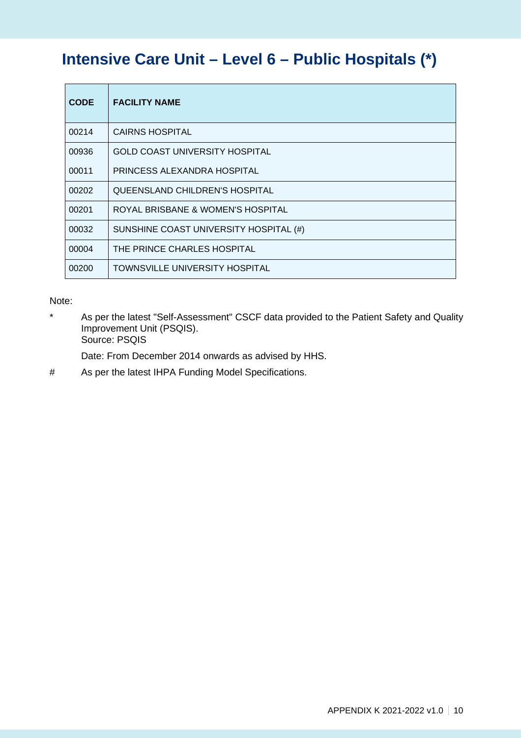# Intensive Care Unit – Level 6 – Public Hospitals (*)

| CODE | FACILITY NAME |
|---|---|
| 00214 | CAIRNS HOSPITAL |
| 00936 | GOLD COAST UNIVERSITY HOSPITAL |
| 00011 | PRINCESS ALEXANDRA HOSPITAL |
| 00202 | QUEENSLAND CHILDREN'S HOSPITAL |
| 00201 | ROYAL BRISBANE & WOMEN'S HOSPITAL |
| 00032 | SUNSHINE COAST UNIVERSITY HOSPITAL (#) |
| 00004 | THE PRINCE CHARLES HOSPITAL |
| 00200 | TOWNSVILLE UNIVERSITY HOSPITAL |

Note:

\* As per the latest "Self-Assessment" CSCF data provided to the Patient Safety and Quality Improvement Unit (PSQIS).
Source: PSQIS

Date: From December 2014 onwards as advised by HHS.

\# As per the latest IHPA Funding Model Specifications.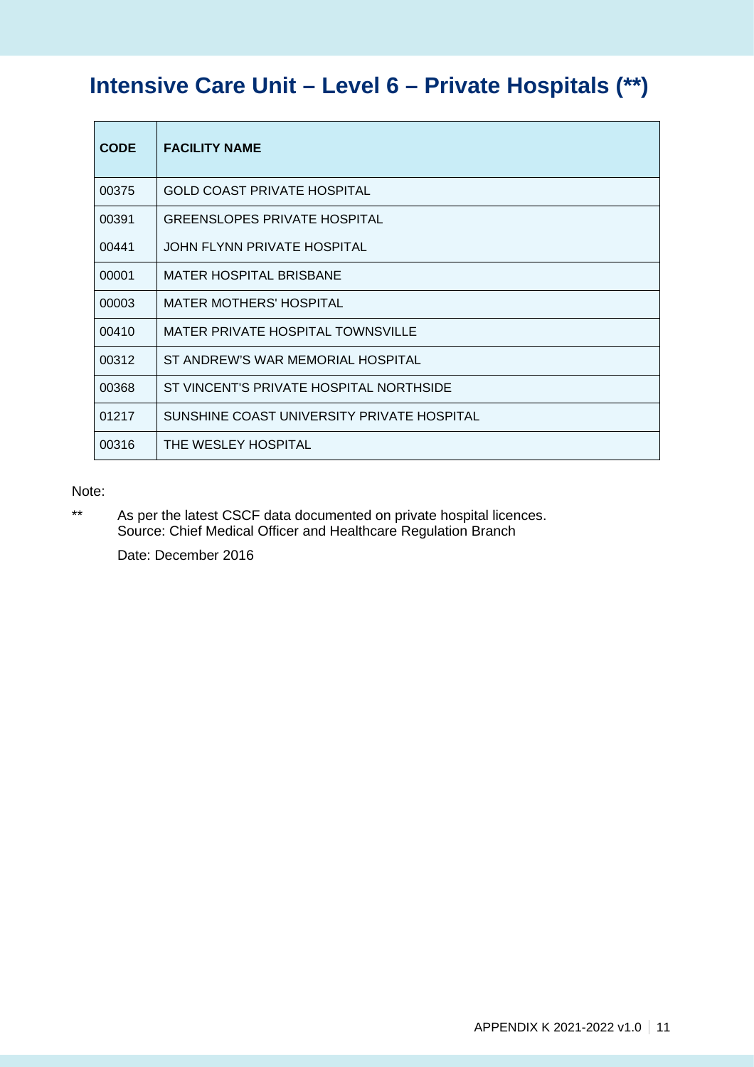# Intensive Care Unit – Level 6 – Private Hospitals (**)

| CODE | FACILITY NAME |
|---|---|
| 00375 | GOLD COAST PRIVATE HOSPITAL |
| 00391 | GREENSLOPES PRIVATE HOSPITAL |
| 00441 | JOHN FLYNN PRIVATE HOSPITAL |
| 00001 | MATER HOSPITAL BRISBANE |
| 00003 | MATER MOTHERS' HOSPITAL |
| 00410 | MATER PRIVATE HOSPITAL TOWNSVILLE |
| 00312 | ST ANDREW'S WAR MEMORIAL HOSPITAL |
| 00368 | ST VINCENT'S PRIVATE HOSPITAL NORTHSIDE |
| 01217 | SUNSHINE COAST UNIVERSITY PRIVATE HOSPITAL |
| 00316 | THE WESLEY HOSPITAL |

Note:

** As per the latest CSCF data documented on private hospital licences.
Source: Chief Medical Officer and Healthcare Regulation Branch

Date: December 2016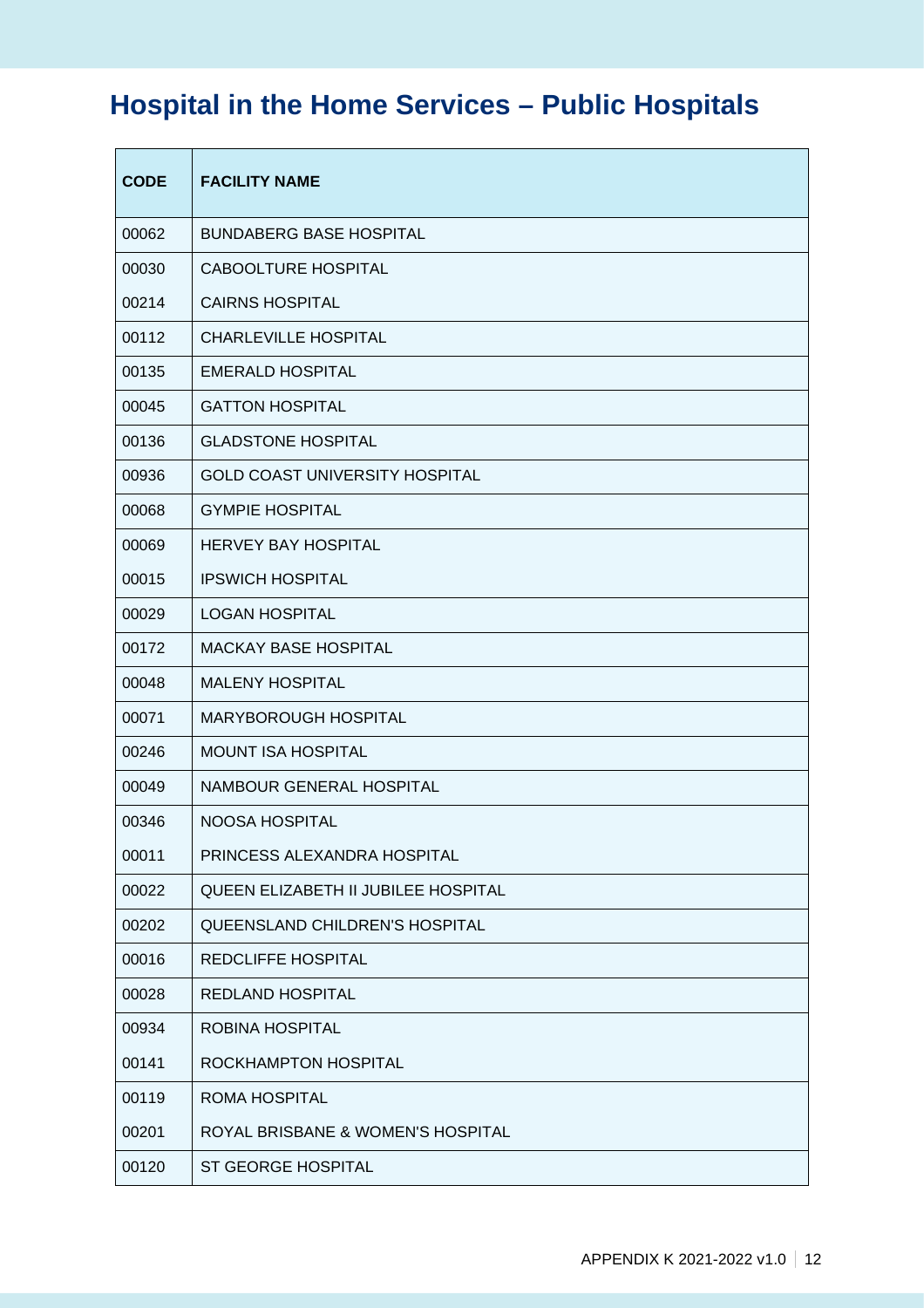# Hospital in the Home Services – Public Hospitals

| CODE | FACILITY NAME |
|---|---|
| 00062 | BUNDABERG BASE HOSPITAL |
| 00030 | CABOOLTURE HOSPITAL |
| 00214 | CAIRNS HOSPITAL |
| 00112 | CHARLEVILLE HOSPITAL |
| 00135 | EMERALD HOSPITAL |
| 00045 | GATTON HOSPITAL |
| 00136 | GLADSTONE HOSPITAL |
| 00936 | GOLD COAST UNIVERSITY HOSPITAL |
| 00068 | GYMPIE HOSPITAL |
| 00069 | HERVEY BAY HOSPITAL |
| 00015 | IPSWICH HOSPITAL |
| 00029 | LOGAN HOSPITAL |
| 00172 | MACKAY BASE HOSPITAL |
| 00048 | MALENY HOSPITAL |
| 00071 | MARYBOROUGH HOSPITAL |
| 00246 | MOUNT ISA HOSPITAL |
| 00049 | NAMBOUR GENERAL HOSPITAL |
| 00346 | NOOSA HOSPITAL |
| 00011 | PRINCESS ALEXANDRA HOSPITAL |
| 00022 | QUEEN ELIZABETH II JUBILEE HOSPITAL |
| 00202 | QUEENSLAND CHILDREN'S HOSPITAL |
| 00016 | REDCLIFFE HOSPITAL |
| 00028 | REDLAND HOSPITAL |
| 00934 | ROBINA HOSPITAL |
| 00141 | ROCKHAMPTON HOSPITAL |
| 00119 | ROMA HOSPITAL |
| 00201 | ROYAL BRISBANE & WOMEN'S HOSPITAL |
| 00120 | ST GEORGE HOSPITAL |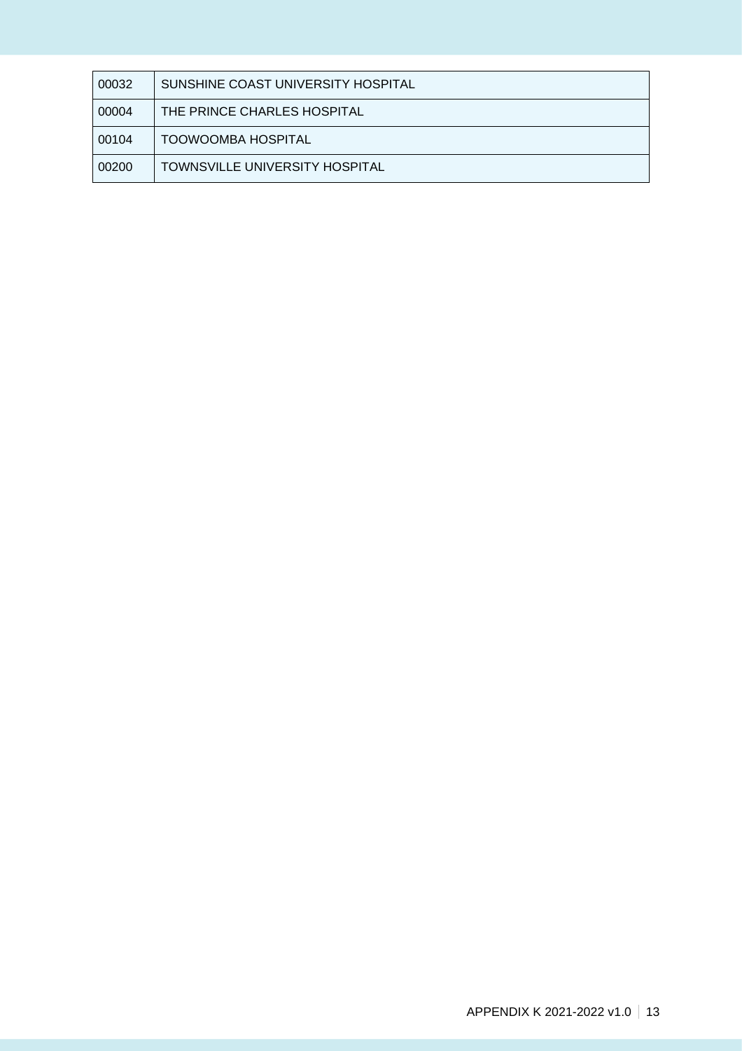| | |
|---|---|
| 00032 | SUNSHINE COAST UNIVERSITY HOSPITAL |
| 00004 | THE PRINCE CHARLES HOSPITAL |
| 00104 | TOOWOOMBA HOSPITAL |
| 00200 | TOWNSVILLE UNIVERSITY HOSPITAL |